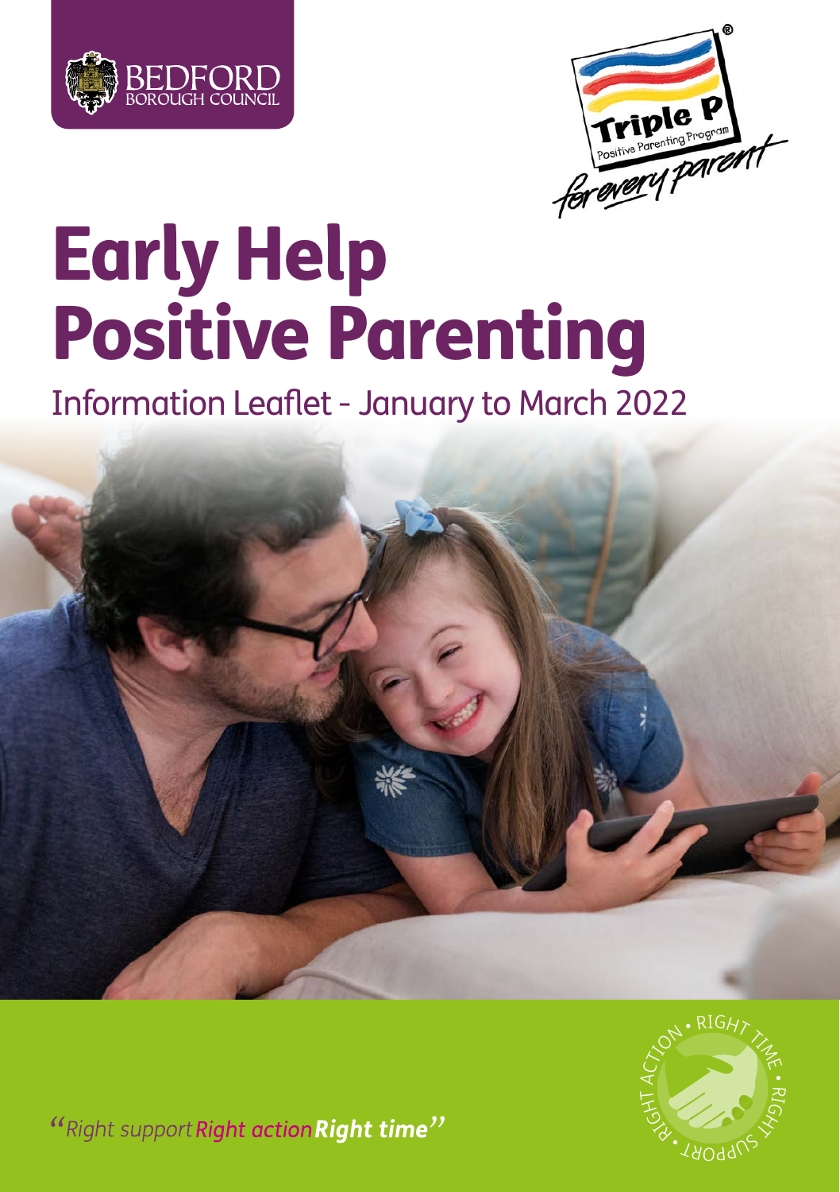BEDFORD BOROUGH COUNCIL

Triple P Positive Parenting Program for every parent

# Early Help Positive Parenting

## Information Leaflet - January to March 2022

*"Right support Right action Right time"*

RIGHT ACTION • RIGHT TIME • RIGHT SUPPORT •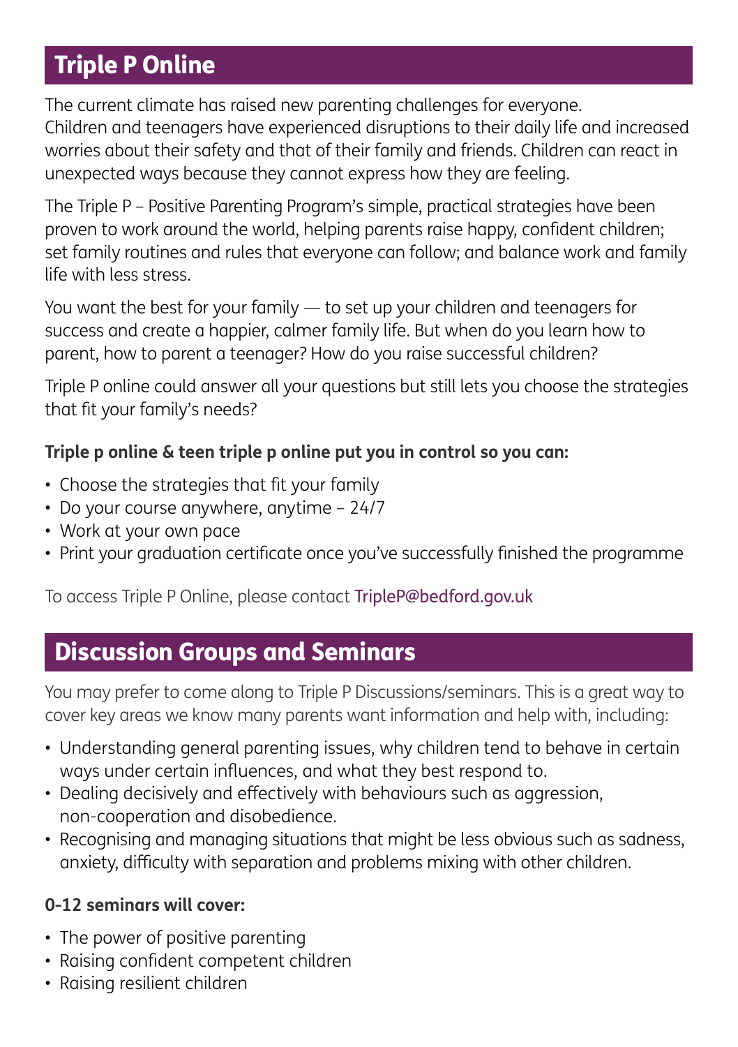## Triple P Online

The current climate has raised new parenting challenges for everyone. Children and teenagers have experienced disruptions to their daily life and increased worries about their safety and that of their family and friends. Children can react in unexpected ways because they cannot express how they are feeling.

The Triple P – Positive Parenting Program's simple, practical strategies have been proven to work around the world, helping parents raise happy, confident children; set family routines and rules that everyone can follow; and balance work and family life with less stress.

You want the best for your family — to set up your children and teenagers for success and create a happier, calmer family life. But when do you learn how to parent, how to parent a teenager? How do you raise successful children?

Triple P online could answer all your questions but still lets you choose the strategies that fit your family's needs?

**Triple p online & teen triple p online put you in control so you can:**

- Choose the strategies that fit your family
- Do your course anywhere, anytime – 24/7
- Work at your own pace
- Print your graduation certificate once you've successfully finished the programme

To access Triple P Online, please contact TripleP@bedford.gov.uk

## Discussion Groups and Seminars

You may prefer to come along to Triple P Discussions/seminars. This is a great way to cover key areas we know many parents want information and help with, including:

- Understanding general parenting issues, why children tend to behave in certain ways under certain influences, and what they best respond to.
- Dealing decisively and effectively with behaviours such as aggression, non-cooperation and disobedience.
- Recognising and managing situations that might be less obvious such as sadness, anxiety, difficulty with separation and problems mixing with other children.

**0-12 seminars will cover:**

- The power of positive parenting
- Raising confident competent children
- Raising resilient children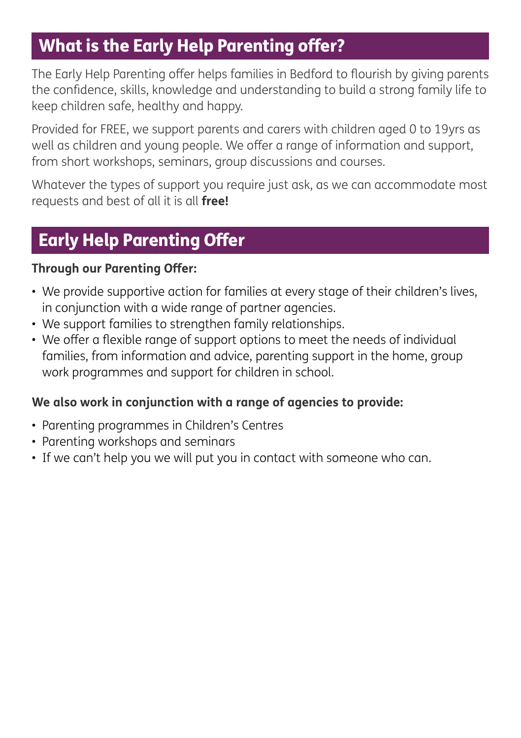## What is the Early Help Parenting offer?

The Early Help Parenting offer helps families in Bedford to flourish by giving parents the confidence, skills, knowledge and understanding to build a strong family life to keep children safe, healthy and happy.

Provided for FREE, we support parents and carers with children aged 0 to 19yrs as well as children and young people. We offer a range of information and support, from short workshops, seminars, group discussions and courses.

Whatever the types of support you require just ask, as we can accommodate most requests and best of all it is all **free!**

## Early Help Parenting Offer

**Through our Parenting Offer:**

- We provide supportive action for families at every stage of their children's lives, in conjunction with a wide range of partner agencies.
- We support families to strengthen family relationships.
- We offer a flexible range of support options to meet the needs of individual families, from information and advice, parenting support in the home, group work programmes and support for children in school.

**We also work in conjunction with a range of agencies to provide:**

- Parenting programmes in Children's Centres
- Parenting workshops and seminars
- If we can't help you we will put you in contact with someone who can.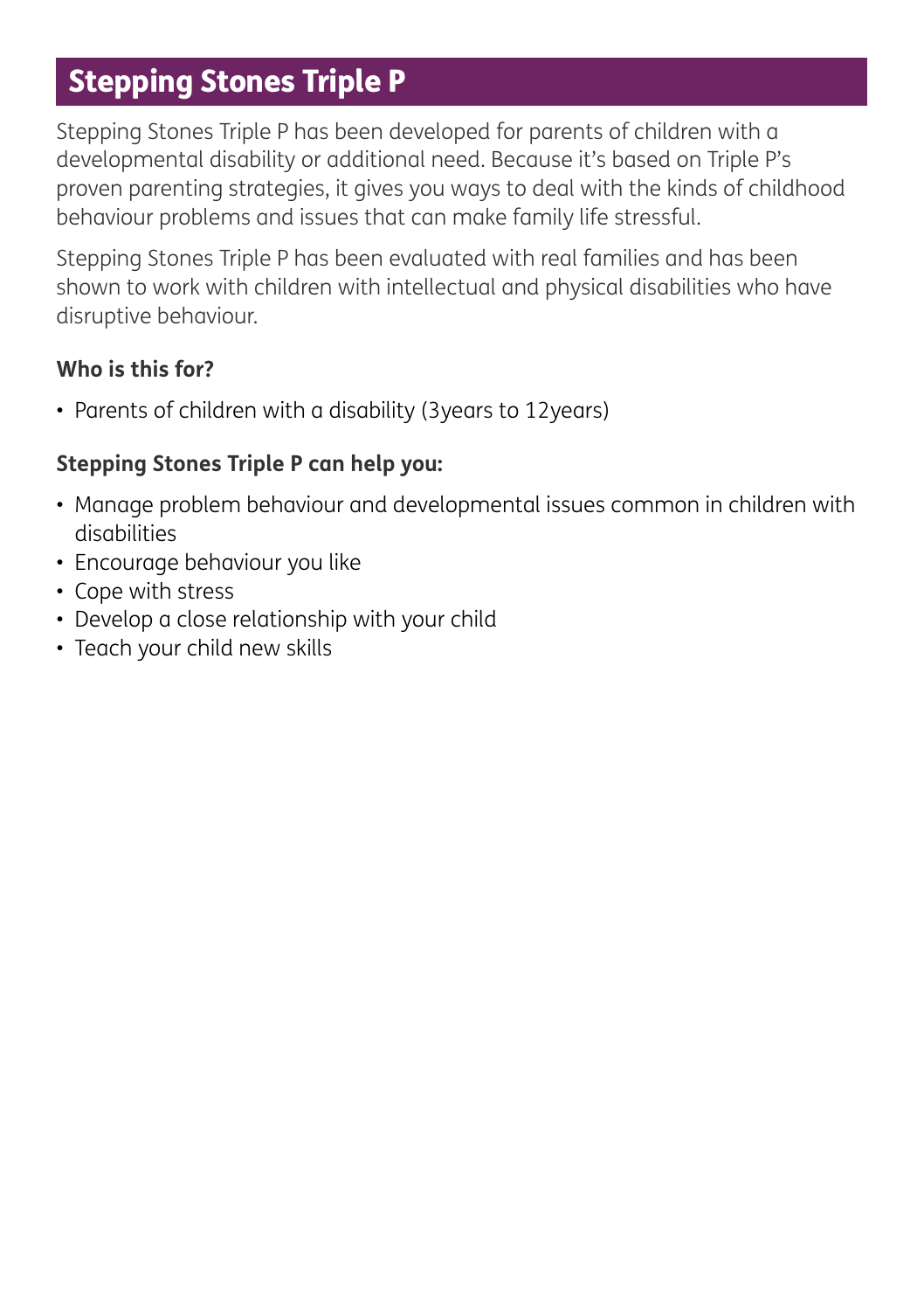## Stepping Stones Triple P

Stepping Stones Triple P has been developed for parents of children with a developmental disability or additional need. Because it's based on Triple P's proven parenting strategies, it gives you ways to deal with the kinds of childhood behaviour problems and issues that can make family life stressful.

Stepping Stones Triple P has been evaluated with real families and has been shown to work with children with intellectual and physical disabilities who have disruptive behaviour.

**Who is this for?**

- Parents of children with a disability (3years to 12years)

**Stepping Stones Triple P can help you:**

- Manage problem behaviour and developmental issues common in children with disabilities
- Encourage behaviour you like
- Cope with stress
- Develop a close relationship with your child
- Teach your child new skills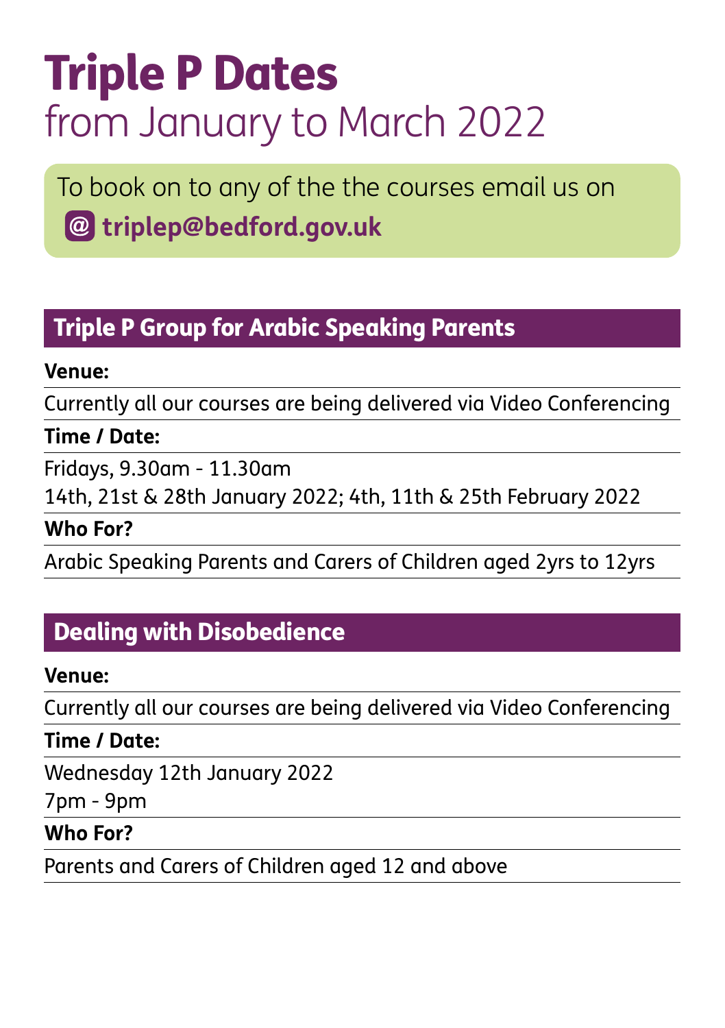# Triple P Dates

from January to March 2022

To book on to any of the the courses email us on

**triplep@bedford.gov.uk**

## Triple P Group for Arabic Speaking Parents

**Venue:**

Currently all our courses are being delivered via Video Conferencing

**Time / Date:**

Fridays, 9.30am - 11.30am

14th, 21st & 28th January 2022; 4th, 11th & 25th February 2022

**Who For?**

Arabic Speaking Parents and Carers of Children aged 2yrs to 12yrs

## Dealing with Disobedience

**Venue:**

Currently all our courses are being delivered via Video Conferencing

**Time / Date:**

Wednesday 12th January 2022

7pm - 9pm

**Who For?**

Parents and Carers of Children aged 12 and above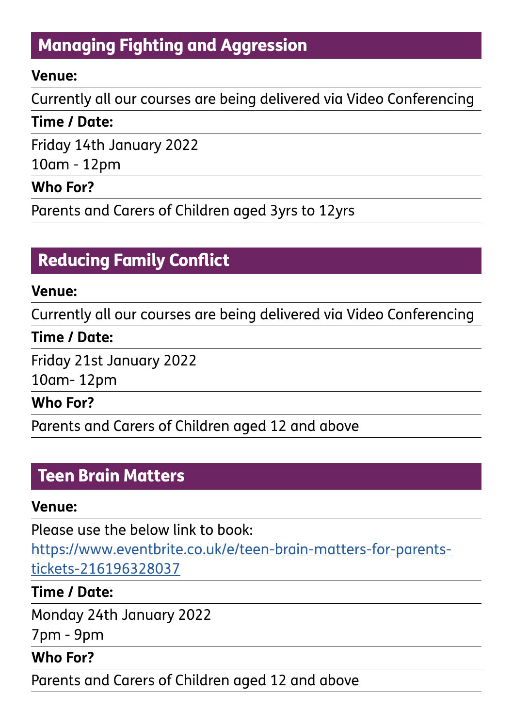## Managing Fighting and Aggression

**Venue:**

Currently all our courses are being delivered via Video Conferencing

**Time / Date:**

Friday 14th January 2022
10am - 12pm

**Who For?**

Parents and Carers of Children aged 3yrs to 12yrs

## Reducing Family Conflict

**Venue:**

Currently all our courses are being delivered via Video Conferencing

**Time / Date:**

Friday 21st January 2022
10am- 12pm

**Who For?**

Parents and Carers of Children aged 12 and above

## Teen Brain Matters

**Venue:**

Please use the below link to book:
https://www.eventbrite.co.uk/e/teen-brain-matters-for-parents-tickets-216196328037

**Time / Date:**

Monday 24th January 2022
7pm - 9pm

**Who For?**

Parents and Carers of Children aged 12 and above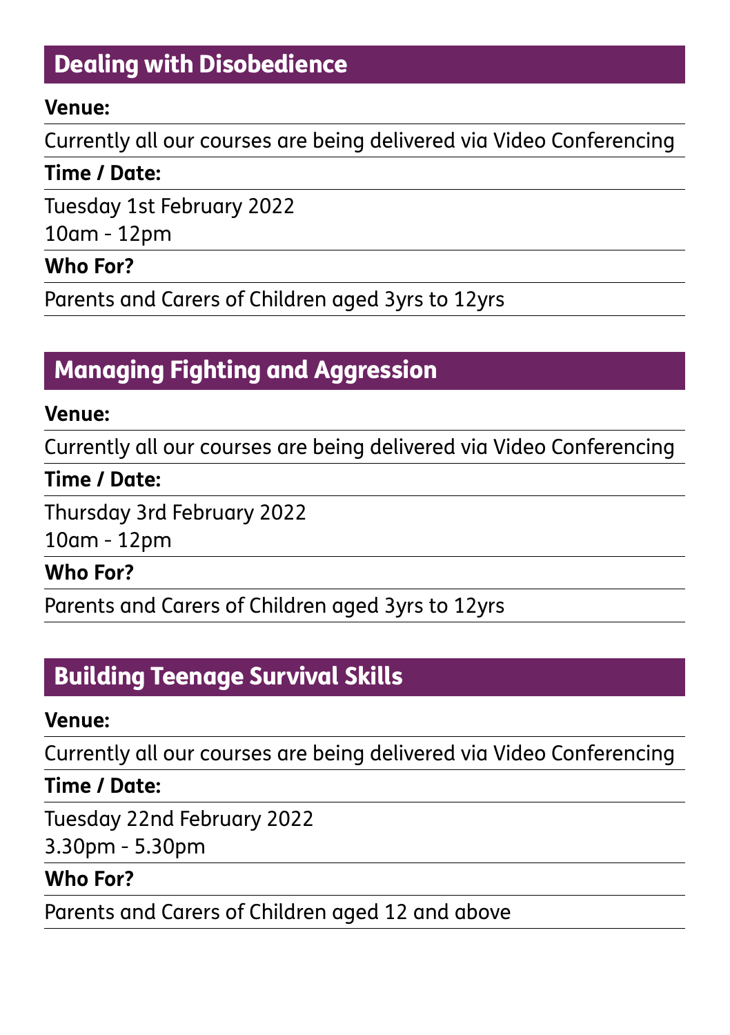## Dealing with Disobedience

**Venue:**

Currently all our courses are being delivered via Video Conferencing

**Time / Date:**

Tuesday 1st February 2022
10am - 12pm

**Who For?**

Parents and Carers of Children aged 3yrs to 12yrs

## Managing Fighting and Aggression

**Venue:**

Currently all our courses are being delivered via Video Conferencing

**Time / Date:**

Thursday 3rd February 2022
10am - 12pm

**Who For?**

Parents and Carers of Children aged 3yrs to 12yrs

## Building Teenage Survival Skills

**Venue:**

Currently all our courses are being delivered via Video Conferencing

**Time / Date:**

Tuesday 22nd February 2022
3.30pm - 5.30pm

**Who For?**

Parents and Carers of Children aged 12 and above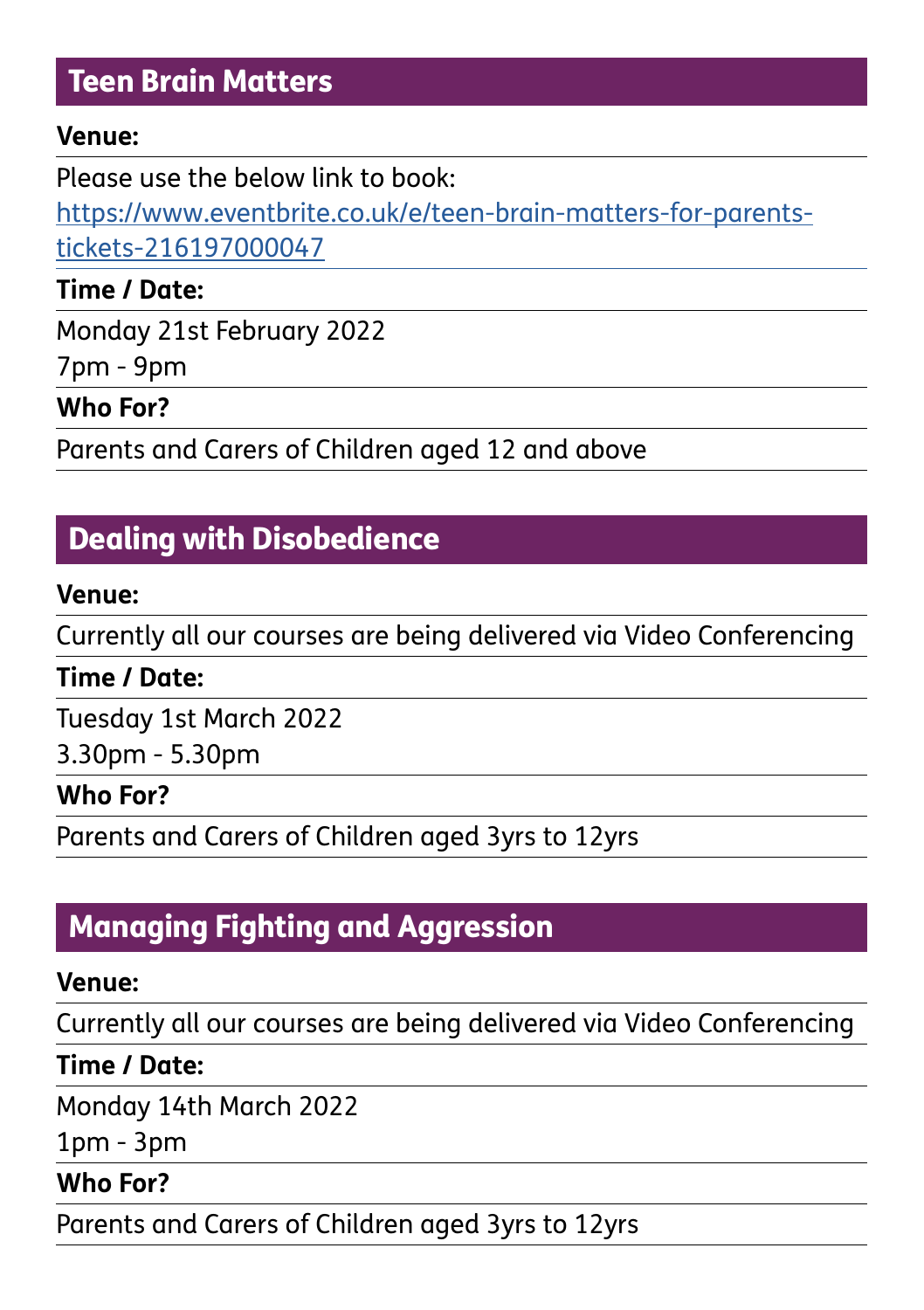## Teen Brain Matters

**Venue:**

Please use the below link to book: https://www.eventbrite.co.uk/e/teen-brain-matters-for-parents-tickets-216197000047

**Time / Date:**

Monday 21st February 2022

7pm - 9pm

**Who For?**

Parents and Carers of Children aged 12 and above

## Dealing with Disobedience

**Venue:**

Currently all our courses are being delivered via Video Conferencing

**Time / Date:**

Tuesday 1st March 2022

3.30pm - 5.30pm

**Who For?**

Parents and Carers of Children aged 3yrs to 12yrs

## Managing Fighting and Aggression

**Venue:**

Currently all our courses are being delivered via Video Conferencing

**Time / Date:**

Monday 14th March 2022

1pm - 3pm

**Who For?**

Parents and Carers of Children aged 3yrs to 12yrs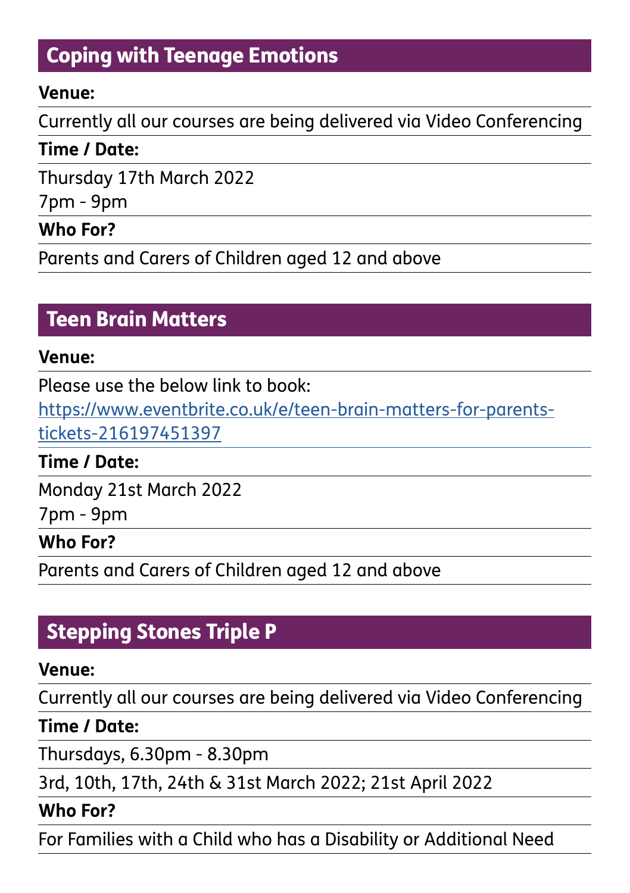## Coping with Teenage Emotions

**Venue:**

Currently all our courses are being delivered via Video Conferencing

**Time / Date:**

Thursday 17th March 2022

7pm - 9pm

**Who For?**

Parents and Carers of Children aged 12 and above

## Teen Brain Matters

**Venue:**

Please use the below link to book:
https://www.eventbrite.co.uk/e/teen-brain-matters-for-parents-tickets-216197451397

**Time / Date:**

Monday 21st March 2022

7pm - 9pm

**Who For?**

Parents and Carers of Children aged 12 and above

## Stepping Stones Triple P

**Venue:**

Currently all our courses are being delivered via Video Conferencing

**Time / Date:**

Thursdays, 6.30pm - 8.30pm

3rd, 10th, 17th, 24th & 31st March 2022; 21st April 2022

**Who For?**

For Families with a Child who has a Disability or Additional Need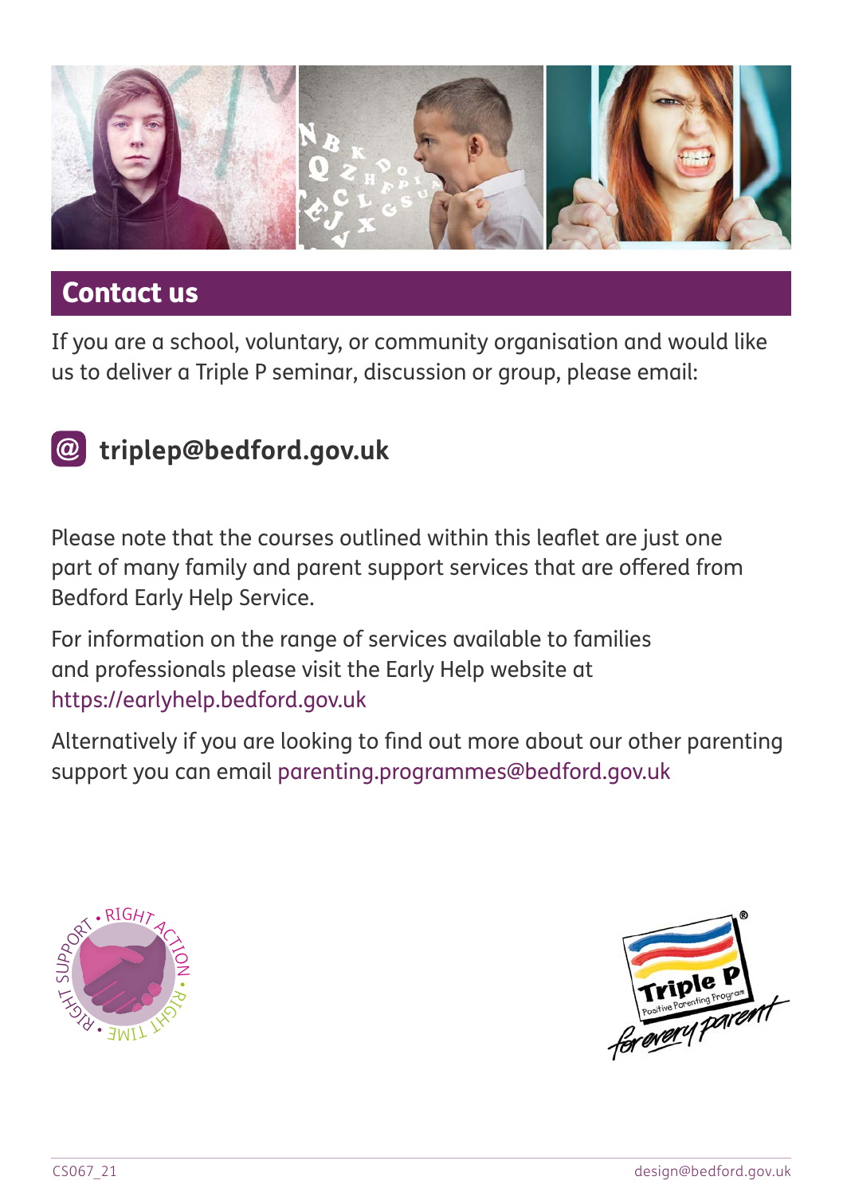## Contact us

If you are a school, voluntary, or community organisation and would like us to deliver a Triple P seminar, discussion or group, please email:

**triplep@bedford.gov.uk**

Please note that the courses outlined within this leaflet are just one part of many family and parent support services that are offered from Bedford Early Help Service.

For information on the range of services available to families and professionals please visit the Early Help website at https://earlyhelp.bedford.gov.uk

Alternatively if you are looking to find out more about our other parenting support you can email parenting.programmes@bedford.gov.uk

CS067_21

design@bedford.gov.uk